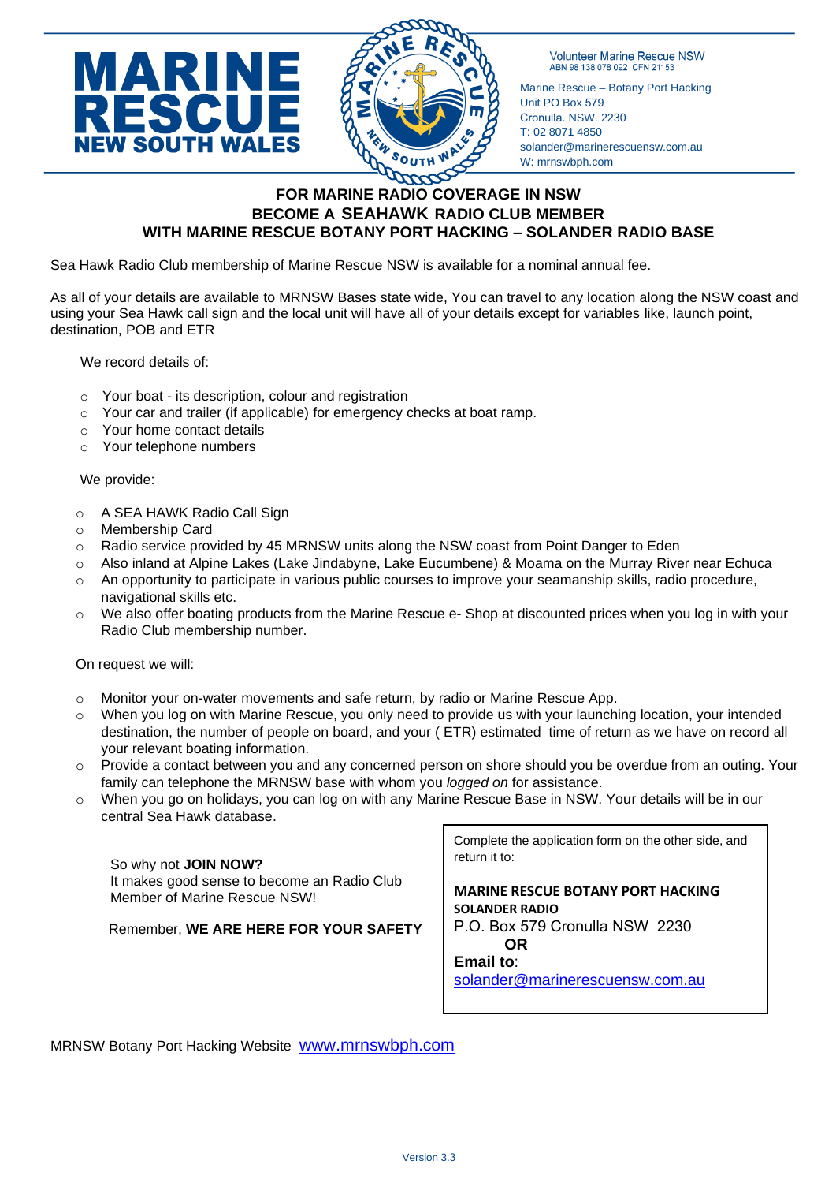MARINE RESCUE NEW SOUTH WALES

Volunteer Marine Rescue NSW
ABN 98 138 078 092 CFN 21153

Marine Rescue – Botany Port Hacking
Unit PO Box 579
Cronulla. NSW. 2230
T: 02 8071 4850
solander@marinerescuensw.com.au
W: mrnswbph.com

## FOR MARINE RADIO COVERAGE IN NSW
## BECOME A SEAHAWK RADIO CLUB MEMBER
## WITH MARINE RESCUE BOTANY PORT HACKING – SOLANDER RADIO BASE

Sea Hawk Radio Club membership of Marine Rescue NSW is available for a nominal annual fee.

As all of your details are available to MRNSW Bases state wide, You can travel to any location along the NSW coast and using your Sea Hawk call sign and the local unit will have all of your details except for variables like, launch point, destination, POB and ETR

We record details of:

- Your boat - its description, colour and registration
- Your car and trailer (if applicable) for emergency checks at boat ramp.
- Your home contact details
- Your telephone numbers

We provide:

- A SEA HAWK Radio Call Sign
- Membership Card
- Radio service provided by 45 MRNSW units along the NSW coast from Point Danger to Eden
- Also inland at Alpine Lakes (Lake Jindabyne, Lake Eucumbene) & Moama on the Murray River near Echuca
- An opportunity to participate in various public courses to improve your seamanship skills, radio procedure, navigational skills etc.
- We also offer boating products from the Marine Rescue e- Shop at discounted prices when you log in with your Radio Club membership number.

On request we will:

- Monitor your on-water movements and safe return, by radio or Marine Rescue App.
- When you log on with Marine Rescue, you only need to provide us with your launching location, your intended destination, the number of people on board, and your ( ETR) estimated time of return as we have on record all your relevant boating information.
- Provide a contact between you and any concerned person on shore should you be overdue from an outing. Your family can telephone the MRNSW base with whom you *logged on* for assistance.
- When you go on holidays, you can log on with any Marine Rescue Base in NSW. Your details will be in our central Sea Hawk database.

So why not **JOIN NOW?**
It makes good sense to become an Radio Club Member of Marine Rescue NSW!

Remember, **WE ARE HERE FOR YOUR SAFETY**

Complete the application form on the other side, and return it to:

**MARINE RESCUE BOTANY PORT HACKING**
**SOLANDER RADIO**
P.O. Box 579 Cronulla NSW 2230
**OR**
**Email to**:
solander@marinerescuensw.com.au

MRNSW Botany Port Hacking Website www.mrnswbph.com

Version 3.3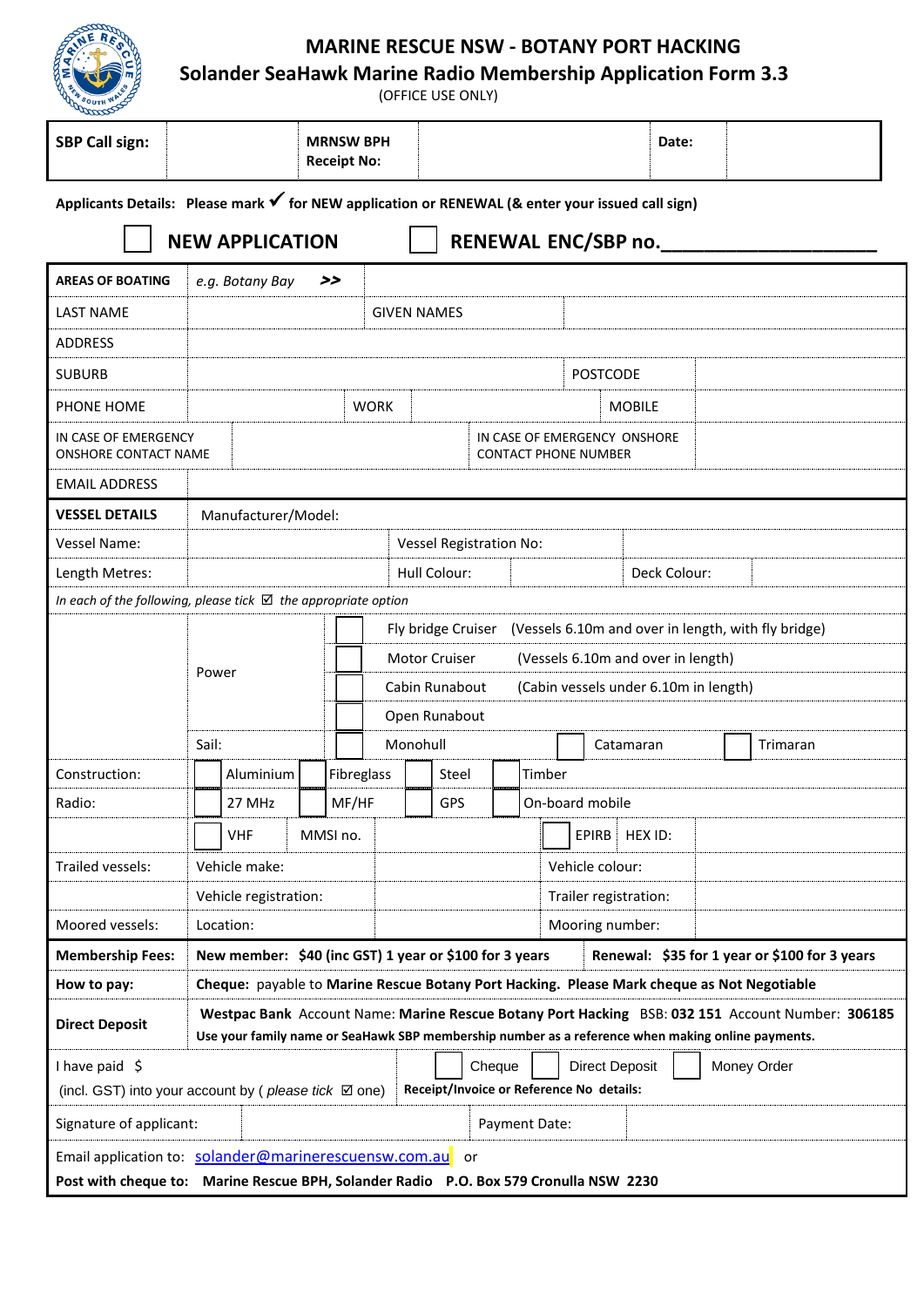# MARINE RESCUE NSW - BOTANY PORT HACKING

## Solander SeaHawk Marine Radio Membership Application Form 3.3

(OFFICE USE ONLY)

| SBP Call sign: | | MRNSW BPH Receipt No: | | Date: | |
|---|---|---|---|---|---|

**Applicants Details: Please mark ✔ for NEW application or RENEWAL (& enter your issued call sign)**

☐ **NEW APPLICATION** ☐ **RENEWAL ENC/SBP no.____________________**

| | | | | | |
|---|---|---|---|---|---|
| **AREAS OF BOATING** | *e.g. Botany Bay* **>>** | | | | |
| LAST NAME | | GIVEN NAMES | | | |
| ADDRESS | | | | | |
| SUBURB | | | POSTCODE | | |
| PHONE HOME | | WORK | | MOBILE | |
| IN CASE OF EMERGENCY ONSHORE CONTACT NAME | | IN CASE OF EMERGENCY ONSHORE CONTACT PHONE NUMBER | | | |
| EMAIL ADDRESS | | | | | |

| | | | |
|---|---|---|---|
| **VESSEL DETAILS** | Manufacturer/Model: | | |
| Vessel Name: | | Vessel Registration No: | |
| Length Metres: | | Hull Colour: | Deck Colour: |

*In each of the following, please tick ☑ the appropriate option*

| | | | |
|---|---|---|---|
| | Power | ☐ | Fly bridge Cruiser (Vessels 6.10m and over in length, with fly bridge) |
| | | ☐ | Motor Cruiser (Vessels 6.10m and over in length) |
| | | ☐ | Cabin Runabout (Cabin vessels under 6.10m in length) |
| | | ☐ | Open Runabout |
| | Sail: | ☐ | Monohull ☐ Catamaran ☐ Trimaran |

| | | | | |
|---|---|---|---|---|
| Construction: | ☐ Aluminium | ☐ Fibreglass | ☐ Steel | ☐ Timber |
| Radio: | ☐ 27 MHz | ☐ MF/HF | ☐ GPS | ☐ On-board mobile |
| | ☐ VHF | MMSI no. | ☐ EPIRB | HEX ID: |

| | | | | |
|---|---|---|---|---|
| Trailed vessels: | Vehicle make: | | Vehicle colour: | |
| | Vehicle registration: | | Trailer registration: | |
| Moored vessels: | Location: | | Mooring number: | |

| | |
|---|---|
| **Membership Fees:** | **New member: $40 (inc GST) 1 year or $100 for 3 years** &nbsp; **Renewal: $35 for 1 year or $100 for 3 years** |
| **How to pay:** | **Cheque:** payable to **Marine Rescue Botany Port Hacking. Please Mark cheque as Not Negotiable** |
| **Direct Deposit** | **Westpac Bank** Account Name: **Marine Rescue Botany Port Hacking** BSB: **032 151** Account Number: **306185** **Use your family name or SeaHawk SBP membership number as a reference when making online payments.** |

| | |
|---|---|
| I have paid $ (incl. GST) into your account by ( *please tick* ☑ one) | ☐ Cheque ☐ Direct Deposit ☐ Money Order **Receipt/Invoice or Reference No details:** |
| Signature of applicant: | Payment Date: |

Email application to: solander@marinerescuensw.com.au or

**Post with cheque to: Marine Rescue BPH, Solander Radio P.O. Box 579 Cronulla NSW 2230**